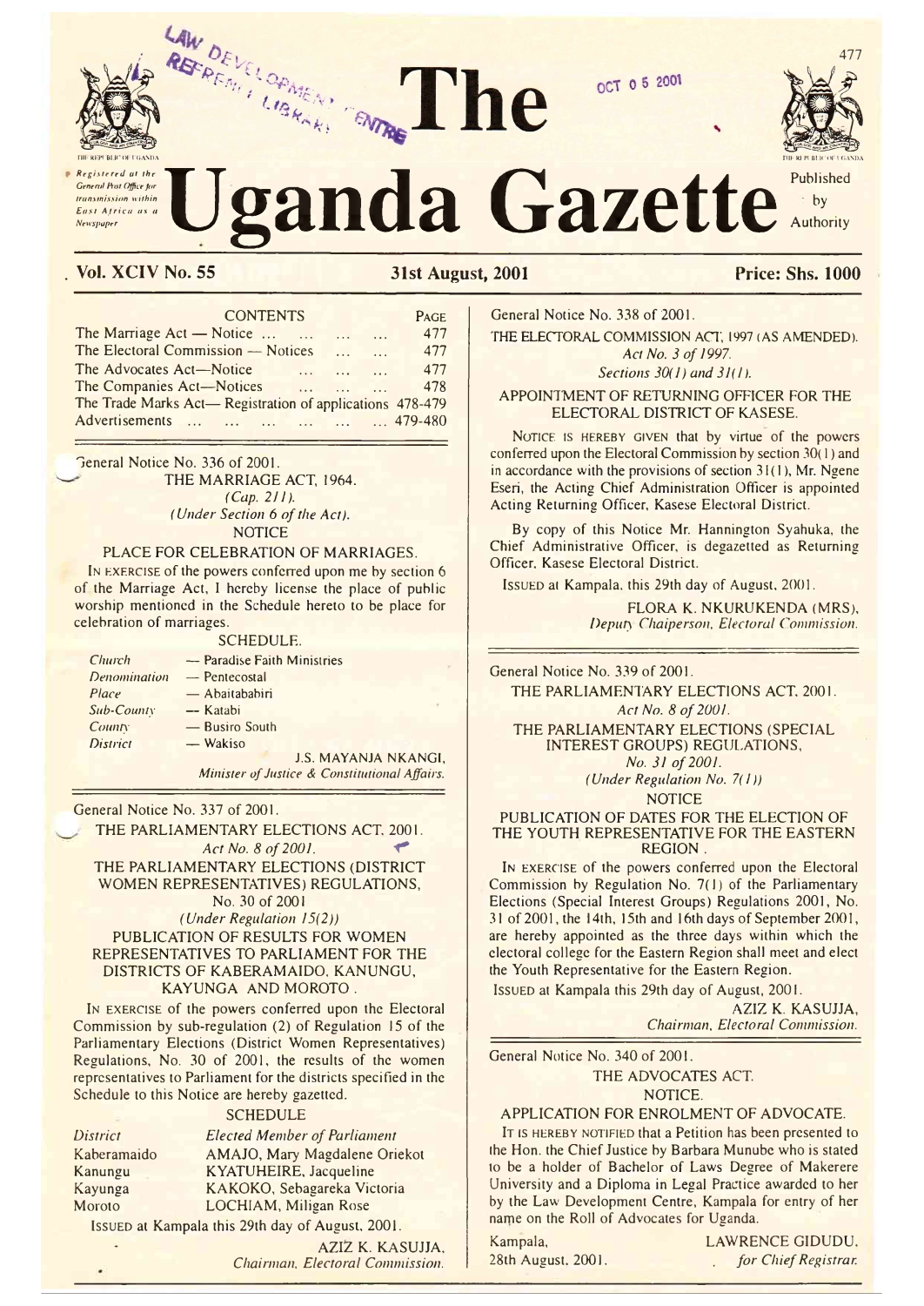# The Uganda Gazette

*Registered at the General Post Office for transmission within East Africa as a Newspaper*

Published by Authority

**Vol. XCIV No. 55** — **31st August, 2001** — **Price: Shs. 1000**

| CONTENTS | PAGE |
|---|---|
| The Marriage Act — Notice ... | 477 |
| The Electoral Commission — Notices | 477 |
| The Advocates Act—Notice | 477 |
| The Companies Act—Notices | 478 |
| The Trade Marks Act— Registration of applications | 478-479 |
| Advertisements | 479-480 |

General Notice No. 336 of 2001.

THE MARRIAGE ACT, 1964.

*(Cap. 211).*

*(Under Section 6 of the Act).*

NOTICE

PLACE FOR CELEBRATION OF MARRIAGES.

IN EXERCISE of the powers conferred upon me by section 6 of the Marriage Act, I hereby license the place of public worship mentioned in the Schedule hereto to be place for celebration of marriages.

SCHEDULE.

| | |
|---|---|
| *Church* | — Paradise Faith Ministries |
| *Denomination* | — Pentecostal |
| *Place* | — Abaitababiri |
| *Sub-County* | — Katabi |
| *County* | — Busiro South |
| *District* | — Wakiso |

J.S. MAYANJA NKANGI,
*Minister of Justice & Constitutional Affairs.*

---

General Notice No. 337 of 2001.

THE PARLIAMENTARY ELECTIONS ACT, 2001.

*Act No. 8 of 2001.*

THE PARLIAMENTARY ELECTIONS (DISTRICT WOMEN REPRESENTATIVES) REGULATIONS, No. 30 of 2001

*(Under Regulation 15(2))*

PUBLICATION OF RESULTS FOR WOMEN REPRESENTATIVES TO PARLIAMENT FOR THE DISTRICTS OF KABERAMAIDO, KANUNGU, KAYUNGA AND MOROTO.

IN EXERCISE of the powers conferred upon the Electoral Commission by sub-regulation (2) of Regulation 15 of the Parliamentary Elections (District Women Representatives) Regulations, No. 30 of 2001, the results of the women representatives to Parliament for the districts specified in the Schedule to this Notice are hereby gazetted.

SCHEDULE

| *District* | *Elected Member of Parliament* |
|---|---|
| Kaberamaido | AMAJO, Mary Magdalene Oriekot |
| Kanungu | KYATUHEIRE, Jacqueline |
| Kayunga | KAKOKO, Sebagareka Victoria |
| Moroto | LOCHIAM, Miligan Rose |

ISSUED at Kampala this 29th day of August, 2001.

AZIZ K. KASUJJA,
*Chairman, Electoral Commission.*

---

General Notice No. 338 of 2001.

THE ELECTORAL COMMISSION ACT, 1997 (AS AMENDED).

*Act No. 3 of 1997.*

*Sections 30(1) and 31(1).*

APPOINTMENT OF RETURNING OFFICER FOR THE ELECTORAL DISTRICT OF KASESE.

NOTICE IS HEREBY GIVEN that by virtue of the powers conferred upon the Electoral Commission by section 30(1) and in accordance with the provisions of section 31(1), Mr. Ngene Eseri, the Acting Chief Administration Officer is appointed Acting Returning Officer, Kasese Electoral District.

By copy of this Notice Mr. Hannington Syahuka, the Chief Administrative Officer, is degazetted as Returning Officer, Kasese Electoral District.

ISSUED at Kampala, this 29th day of August, 2001.

FLORA K. NKURUKENDA (MRS),
*Deputy Chaiperson, Electoral Commission.*

---

General Notice No. 339 of 2001.

THE PARLIAMENTARY ELECTIONS ACT, 2001.

*Act No. 8 of 2001.*

THE PARLIAMENTARY ELECTIONS (SPECIAL INTEREST GROUPS) REGULATIONS,

*No. 31 of 2001.*

*(Under Regulation No. 7(1))*

NOTICE

PUBLICATION OF DATES FOR THE ELECTION OF THE YOUTH REPRESENTATIVE FOR THE EASTERN REGION.

IN EXERCISE of the powers conferred upon the Electoral Commission by Regulation No. 7(1) of the Parliamentary Elections (Special Interest Groups) Regulations 2001, No. 31 of 2001, the 14th, 15th and 16th days of September 2001, are hereby appointed as the three days within which the electoral college for the Eastern Region shall meet and elect the Youth Representative for the Eastern Region.

ISSUED at Kampala this 29th day of August, 2001.

AZIZ K. KASUJJA,
*Chairman, Electoral Commission.*

---

General Notice No. 340 of 2001.

THE ADVOCATES ACT.

NOTICE.

APPLICATION FOR ENROLMENT OF ADVOCATE.

IT IS HEREBY NOTIFIED that a Petition has been presented to the Hon. the Chief Justice by Barbara Munube who is stated to be a holder of Bachelor of Laws Degree of Makerere University and a Diploma in Legal Practice awarded to her by the Law Development Centre, Kampala for entry of her name on the Roll of Advocates for Uganda.

Kampala,
28th August, 2001.

LAWRENCE GIDUDU,
*for Chief Registrar.*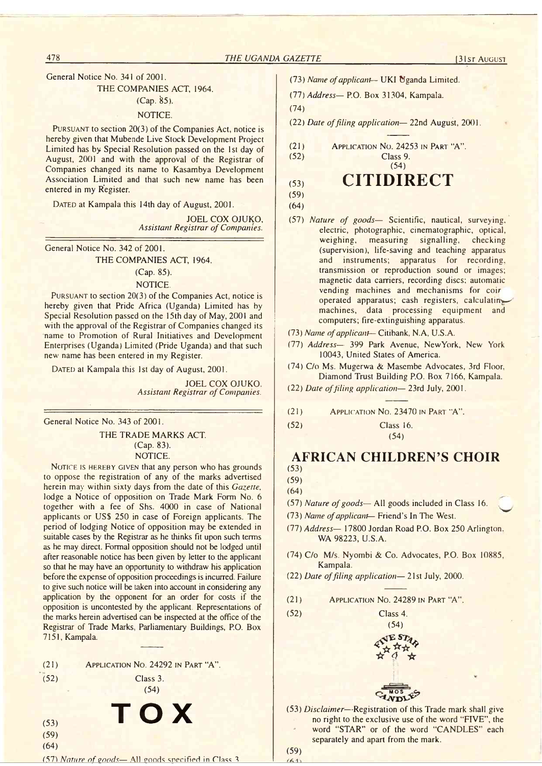General Notice No. 341 of 2001.

THE COMPANIES ACT, 1964.

(Cap. 85).

NOTICE.

PURSUANT to section 20(3) of the Companies Act, notice is hereby given that Mubende Live Stock Development Project Limited has by Special Resolution passed on the 1st day of August, 2001 and with the approval of the Registrar of Companies changed its name to Kasambya Development Association Limited and that such new name has been entered in my Register.

DATED at Kampala this 14th day of August, 2001.

JOEL COX OJUKO,
*Assistant Registrar of Companies.*

---

General Notice No. 342 of 2001.

THE COMPANIES ACT, 1964.

(Cap. 85).

NOTICE.

PURSUANT to section 20(3) of the Companies Act, notice is hereby given that Pride Africa (Uganda) Limited has by Special Resolution passed on the 15th day of May, 2001 and with the approval of the Registrar of Companies changed its name to Promotion of Rural Initiatives and Development Enterprises (Uganda) Limited (Pride Uganda) and that such new name has been entered in my Register.

DATED at Kampala this 1st day of August, 2001.

JOEL COX OJUKO.
*Assistant Registrar of Companies.*

---

General Notice No. 343 of 2001.

THE TRADE MARKS ACT.

(Cap. 83).

NOTICE.

NOTICE IS HEREBY GIVEN that any person who has grounds to oppose the registration of any of the marks advertised herein may within sixty days from the date of this *Gazette*, lodge a Notice of opposition on Trade Mark Form No. 6 together with a fee of Shs. 4000 in case of National applicants or US$ 250 in case of Foreign applicants. The period of lodging Notice of opposition may be extended in suitable cases by the Registrar as he thinks fit upon such terms as he may direct. Formal opposition should not be lodged until after reasonable notice has been given by letter to the applicant so that he may have an opportunity to withdraw his application before the expense of opposition proceedings is incurred. Failure to give such notice will be taken into account in considering any application by the opponent for an order for costs if the opposition is uncontested by the applicant. Representations of the marks herein advertised can be inspected at the office of the Registrar of Trade Marks, Parliamentary Buildings, P.O. Box 7151, Kampala.

---

(21) APPLICATION NO. 24292 IN PART "A".

(52) Class 3.

(54)

# TOX

(53)

(59)

(64)

(57) *Nature of goods*— All goods specified in Class 3.

(73) *Name of applicant*— UKI Uganda Limited.

(77) *Address*— P.O. Box 31304, Kampala.

(74)

(22) *Date of filing application*— 22nd August, 2001.

---

(21) APPLICATION NO. 24253 IN PART "A".

(52) Class 9.

(54)

# CITIDIRECT

(53)

(59)

(64)

(57) *Nature of goods*— Scientific, nautical, surveying, electric, photographic, cinematographic, optical, weighing, measuring signalling, checking (supervision), life-saving and teaching apparatus and instruments; apparatus for recording, transmission or reproduction sound or images; magnetic data carriers, recording discs; automatic vending machines and mechanisms for coin operated apparatus; cash registers, calculating machines, data processing equipment and computers; fire-extinguishing apparatus.

(73) *Name of applicant*— Citibank, N.A, U.S.A.

(77) *Address*— 399 Park Avenue, NewYork, New York 10043, United States of America.

(74) C/o Ms. Mugerwa & Masembe Advocates, 3rd Floor, Diamond Trust Building P.O. Box 7166, Kampala.

(22) *Date of filing application*— 23rd July, 2001.

---

(21) APPLICATION NO. 23470 IN PART "A".

(52) Class 16.

(54)

# AFRICAN CHILDREN'S CHOIR

(53)

(59)

(64)

(57) *Nature of goods*— All goods included in Class 16.

(73) *Name of applicant*— Friend's In The West.

(77) *Address*— 17800 Jordan Road P.O. Box 250 Arlington, WA 98223, U.S.A.

(74) C/o M/s. Nyombi & Co. Advocates, P.O. Box 10885, Kampala.

(22) *Date of filing application*— 21st July, 2000.

---

(21) APPLICATION NO. 24289 IN PART "A".

(52) Class 4.

(54)

FIVE STAR
MOS CANDLES

(53) *Disclaimer*—Registration of this Trade mark shall give no right to the exclusive use of the word "FIVE", the word "STAR" or of the word "CANDLES" each separately and apart from the mark.

(59)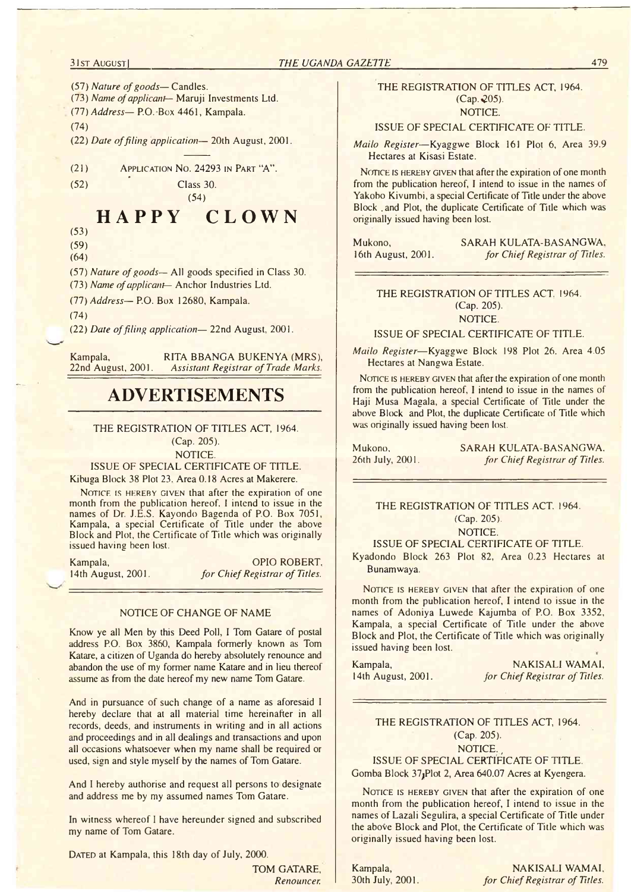(57) *Nature of goods*— Candles.

(73) *Name of applicant*— Maruji Investments Ltd.

(77) *Address*— P.O. Box 4461, Kampala.

(74)

(22) *Date of filing application*— 20th August, 2001.

---

(21) APPLICATION NO. 24293 IN PART "A".

(52) Class 30.

(54)

# HAPPY CLOWN

(53)

(59)

(64)

(57) *Nature of goods*— All goods specified in Class 30.

(73) *Name of applicant*— Anchor Industries Ltd.

(77) *Address*— P.O. Box 12680, Kampala.

(74)

(22) *Date of filing application*— 22nd August, 2001.

Kampala, 22nd August, 2001.

RITA BBANGA BUKENYA (MRS), *Assistant Registrar of Trade Marks.*

---

# ADVERTISEMENTS

---

THE REGISTRATION OF TITLES ACT, 1964.
(Cap. 205).
NOTICE.
ISSUE OF SPECIAL CERTIFICATE OF TITLE.

Kibuga Block 38 Plot 23. Area 0.18 Acres at Makerere.

NOTICE IS HEREBY GIVEN that after the expiration of one month from the publication hereof, I intend to issue in the names of Dr. J.E.S. Kayondo Bagenda of P.O. Box 7051, Kampala, a special Certificate of Title under the above Block and Plot, the Certificate of Title which was originally issued having been lost.

Kampala, 14th August, 2001.

OPIO ROBERT, *for Chief Registrar of Titles.*

---

NOTICE OF CHANGE OF NAME

Know ye all Men by this Deed Poll, I Tom Gatare of postal address P.O. Box 3860, Kampala formerly known as Tom Katare, a citizen of Uganda do hereby absolutely renounce and abandon the use of my former name Katare and in lieu thereof assume as from the date hereof my new name Tom Gatare.

And in pursuance of such change of a name as aforesaid I hereby declare that at all material time hereinafter in all records, deeds, and instruments in writing and in all actions and proceedings and in all dealings and transactions and upon all occasions whatsoever when my name shall be required or used, sign and style myself by the names of Tom Gatare.

And I hereby authorise and request all persons to designate and address me by my assumed names Tom Gatare.

In witness whereof I have hereunder signed and subscribed my name of Tom Gatare.

DATED at Kampala, this 18th day of July, 2000.

TOM GATARE, *Renouncer.*

---

THE REGISTRATION OF TITLES ACT, 1964.
(Cap. 205).
NOTICE.
ISSUE OF SPECIAL CERTIFICATE OF TITLE.

*Mailo Register*—Kyaggwe Block 161 Plot 6, Area 39.9 Hectares at Kisasi Estate.

NOTICE IS HEREBY GIVEN that after the expiration of one month from the publication hereof, I intend to issue in the names of Yakobo Kivumbi, a special Certificate of Title under the above Block and Plot, the duplicate Certificate of Title which was originally issued having been lost.

Mukono, 16th August, 2001.

SARAH KULATA-BASANGWA, *for Chief Registrar of Titles.*

---

THE REGISTRATION OF TITLES ACT, 1964.
(Cap. 205).
NOTICE.
ISSUE OF SPECIAL CERTIFICATE OF TITLE.

*Mailo Register*—Kyaggwe Block 198 Plot 26. Area 4.05 Hectares at Nangwa Estate.

NOTICE IS HEREBY GIVEN that after the expiration of one month from the publication hereof, I intend to issue in the names of Haji Musa Magala, a special Certificate of Title under the above Block and Plot, the duplicate Certificate of Title which was originally issued having been lost.

Mukono, 26th July, 2001.

SARAH KULATA-BASANGWA. *for Chief Registrar of Titles.*

---

THE REGISTRATION OF TITLES ACT. 1964.
(Cap. 205).
NOTICE.
ISSUE OF SPECIAL CERTIFICATE OF TITLE.

Kyadondo Block 263 Plot 82, Area 0.23 Hectares at Bunamwaya.

NOTICE IS HEREBY GIVEN that after the expiration of one month from the publication hereof, I intend to issue in the names of Adoniya Luwede Kajumba of P.O. Box 3352, Kampala, a special Certificate of Title under the above Block and Plot, the Certificate of Title which was originally issued having been lost.

Kampala, 14th August, 2001.

NAKISALI WAMAI, *for Chief Registrar of Titles.*

---

THE REGISTRATION OF TITLES ACT, 1964.
(Cap. 205).
NOTICE.
ISSUE OF SPECIAL CERTIFICATE OF TITLE.

Gomba Block 37, Plot 2, Area 640.07 Acres at Kyengera.

NOTICE IS HEREBY GIVEN that after the expiration of one month from the publication hereof, I intend to issue in the names of Lazali Segulira, a special Certificate of Title under the above Block and Plot, the Certificate of Title which was originally issued having been lost.

Kampala, 30th July, 2001.

NAKISALI WAMAI. *for Chief Registrar of Titles.*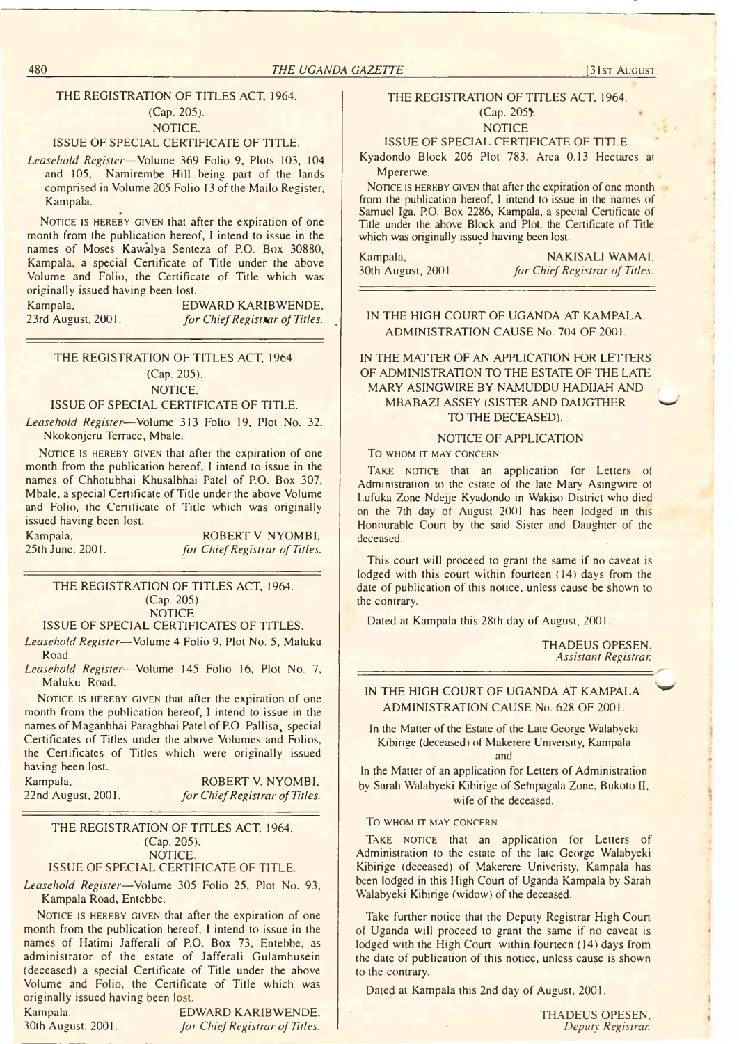THE REGISTRATION OF TITLES ACT, 1964.
(Cap. 205).
NOTICE.
ISSUE OF SPECIAL CERTIFICATE OF TITLE.

*Leasehold Register*—Volume 369 Folio 9, Plots 103, 104 and 105, Namirembe Hill being part of the lands comprised in Volume 205 Folio 13 of the Mailo Register, Kampala.

NOTICE IS HEREBY GIVEN that after the expiration of one month from the publication hereof, I intend to issue in the names of Moses Kawalya Senteza of P.O. Box 30880, Kampala, a special Certificate of Title under the above Volume and Folio, the Certificate of Title which was originally issued having been lost.

Kampala,
23rd August, 2001.

EDWARD KARIBWENDE,
*for Chief Registrar of Titles.*

---

THE REGISTRATION OF TITLES ACT, 1964.
(Cap. 205).
NOTICE.
ISSUE OF SPECIAL CERTIFICATE OF TITLE.

*Leasehold Register*—Volume 313 Folio 19, Plot No. 32. Nkokonjeru Terrace, Mbale.

NOTICE IS HEREBY GIVEN that after the expiration of one month from the publication hereof, I intend to issue in the names of Chhotubhai Khusalbhai Patel of P.O. Box 307, Mbale, a special Certificate of Title under the above Volume and Folio, the Certificate of Title which was originally issued having been lost.

Kampala,
25th June, 2001.

ROBERT V. NYOMBI,
*for Chief Registrar of Titles.*

---

THE REGISTRATION OF TITLES ACT, 1964.
(Cap. 205).
NOTICE.
ISSUE OF SPECIAL CERTIFICATES OF TITLES.

*Leasehold Register*—Volume 4 Folio 9, Plot No. 5, Maluku Road.

*Leasehold Register*—Volume 145 Folio 16, Plot No. 7, Maluku Road.

NOTICE IS HEREBY GIVEN that after the expiration of one month from the publication hereof, I intend to issue in the names of Maganbhai Paragbhai Patel of P.O. Pallisa, special Certificates of Titles under the above Volumes and Folios, the Certificates of Titles which were originally issued having been lost.

Kampala,
22nd August, 2001.

ROBERT V. NYOMBI,
*for Chief Registrar of Titles.*

---

THE REGISTRATION OF TITLES ACT, 1964.
(Cap. 205).
NOTICE.
ISSUE OF SPECIAL CERTIFICATE OF TITLE.

*Leasehold Register*—Volume 305 Folio 25, Plot No. 93, Kampala Road, Entebbe.

NOTICE IS HEREBY GIVEN that after the expiration of one month from the publication hereof, I intend to issue in the names of Hatimi Jafferali of P.O. Box 73, Entebbe, as administrator of the estate of Jafferali Gulamhusein (deceased) a special Certificate of Title under the above Volume and Folio, the Certificate of Title which was originally issued having been lost.

Kampala,
30th August, 2001.

EDWARD KARIBWENDE,
*for Chief Registrar of Titles.*

---

THE REGISTRATION OF TITLES ACT, 1964.
(Cap. 205).
NOTICE.
ISSUE OF SPECIAL CERTIFICATE OF TITLE.

Kyadondo Block 206 Plot 783, Area 0.13 Hectares at Mpererwe.

NOTICE IS HEREBY GIVEN that after the expiration of one month from the publication hereof, I intend to issue in the names of Samuel Iga, P.O. Box 2286, Kampala, a special Certificate of Title under the above Block and Plot, the Certificate of Title which was originally issued having been lost.

Kampala,
30th August, 2001.

NAKISALI WAMAI,
*for Chief Registrar of Titles.*

---

IN THE HIGH COURT OF UGANDA AT KAMPALA.
ADMINISTRATION CAUSE No. 704 OF 2001.

IN THE MATTER OF AN APPLICATION FOR LETTERS OF ADMINISTRATION TO THE ESTATE OF THE LATE MARY ASINGWIRE BY NAMUDDU HADIJAH AND MBABAZI ASSEY (SISTER AND DAUGTHER TO THE DECEASED).

NOTICE OF APPLICATION

TO WHOM IT MAY CONCERN

TAKE NOTICE that an application for Letters of Administration to the estate of the late Mary Asingwire of Lufuka Zone Ndejje Kyadondo in Wakiso District who died on the 7th day of August 2001 has been lodged in this Honourable Court by the said Sister and Daughter of the deceased.

This court will proceed to grant the same if no caveat is lodged with this court within fourteen (14) days from the date of publication of this notice, unless cause be shown to the contrary.

Dated at Kampala this 28th day of August, 2001.

THADEUS OPESEN,
*Assistant Registrar.*

---

IN THE HIGH COURT OF UGANDA AT KAMPALA.
ADMINISTRATION CAUSE No. 628 OF 2001.

In the Matter of the Estate of the Late George Walabyeki Kibirige (deceased) of Makerere University, Kampala
and
In the Matter of an application for Letters of Administration by Sarah Walabyeki Kibirige of Sempagala Zone, Bukoto II, wife of the deceased.

TO WHOM IT MAY CONCERN

TAKE NOTICE that an application for Letters of Administration to the estate of the late George Walabyeki Kibirige (deceased) of Makerere Univeristy, Kampala has been lodged in this High Court of Uganda Kampala by Sarah Walabyeki Kibirige (widow) of the deceased.

Take further notice that the Deputy Registrar High Court of Uganda will proceed to grant the same if no caveat is lodged with the High Court within fourteen (14) days from the date of publication of this notice, unless cause is shown to the contrary.

Dated at Kampala this 2nd day of August, 2001.

THADEUS OPESEN,
*Deputy Registrar.*